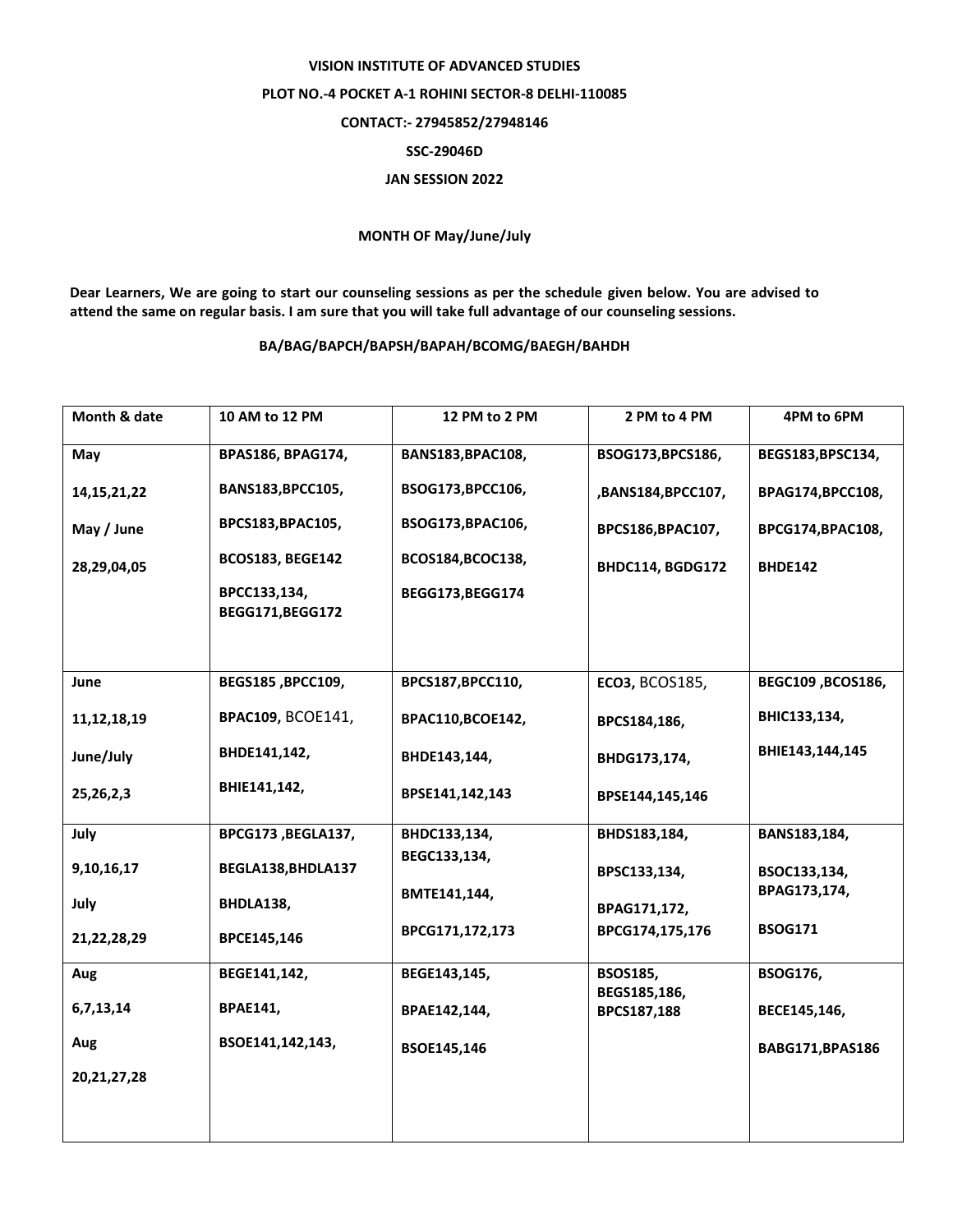**VISION INSTITUTE OF ADVANCED STUDIES**

**PLOT NO.-4 POCKET A-1 ROHINI SECTOR-8 DELHI-110085**

**CONTACT:- 27945852/27948146**

**SSC-29046D**

**JAN SESSION 2022**

**MONTH OF May/June/July**

**Dear Learners, We are going to start our counseling sessions as per the schedule given below. You are advised to attend the same on regular basis. I am sure that you will take full advantage of our counseling sessions.**

**BA/BAG/BAPCH/BAPSH/BAPAH/BCOMG/BAEGH/BAHDH**

| Month & date | 10 AM to 12 PM | 12 PM to 2 PM | 2 PM to 4 PM | 4PM to 6PM |
|---|---|---|---|---|
| May<br>14,15,21,22<br>May / June<br>28,29,04,05 | BPAS186, BPAG174,<br>BANS183,BPCC105,<br>BPCS183,BPAC105,<br>BCOS183, BEGE142<br>BPCC133,134, BEGG171,BEGG172 | BANS183,BPAC108,<br>BSOG173,BPCC106,<br>BSOG173,BPAC106,<br>BCOS184,BCOC138,<br>BEGG173,BEGG174 | BSOG173,BPCS186,<br>,BANS184,BPCC107,<br>BPCS186,BPAC107,<br>BHDC114, BGDG172 | BEGS183,BPSC134,<br>BPAG174,BPCC108,<br>BPCG174,BPAC108,<br>BHDE142 |
| June<br>11,12,18,19<br>June/July<br>25,26,2,3 | BEGS185 ,BPCC109,<br>BPAC109, BCOE141,<br>BHDE141,142,<br>BHIE141,142, | BPCS187,BPCC110,<br>BPAC110,BCOE142,<br>BHDE143,144,<br>BPSE141,142,143 | ECO3, BCOS185,<br>BPCS184,186,<br>BHDG173,174,<br>BPSE144,145,146 | BEGC109 ,BCOS186,<br>BHIC133,134,<br>BHIE143,144,145 |
| July<br>9,10,16,17<br>July<br>21,22,28,29 | BPCG173 ,BEGLA137,<br>BEGLA138,BHDLA137<br>BHDLA138,<br>BPCE145,146 | BHDC133,134,<br>BEGC133,134,<br>BMTE141,144,<br>BPCG171,172,173 | BHDS183,184,<br>BPSC133,134,<br>BPAG171,172,<br>BPCG174,175,176 | BANS183,184,<br>BSOC133,134,<br>BPAG173,174,<br>BSOG171 |
| Aug<br>6,7,13,14<br>Aug<br>20,21,27,28 | BEGE141,142,<br>BPAE141,<br>BSOE141,142,143, | BEGE143,145,<br>BPAE142,144,<br>BSOE145,146 | BSOS185,<br>BEGS185,186,<br>BPCS187,188 | BSOG176,<br>BECE145,146,<br>BABG171,BPAS186 |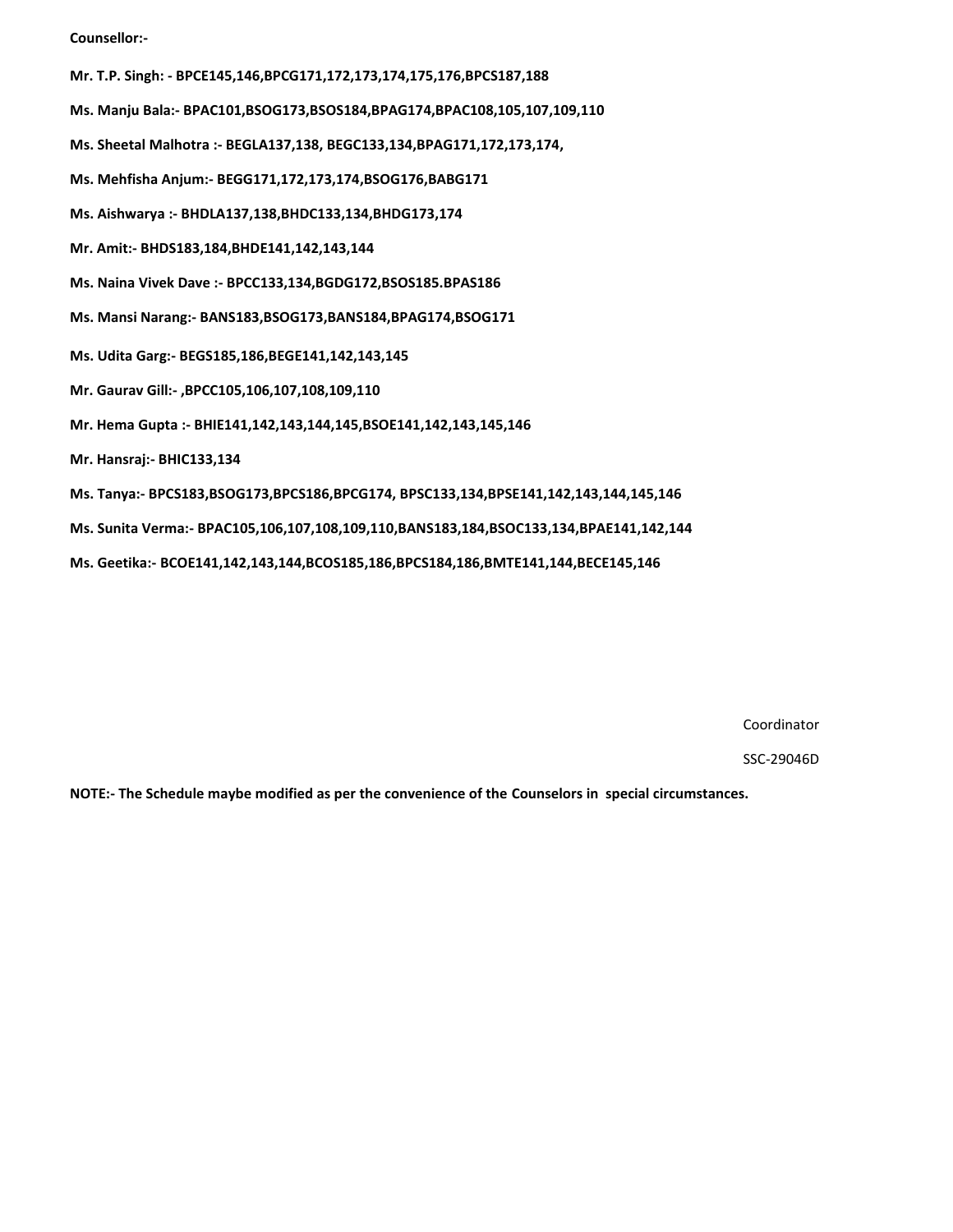**Counsellor:-**

**Mr. T.P. Singh: - BPCE145,146,BPCG171,172,173,174,175,176,BPCS187,188**

**Ms. Manju Bala:- BPAC101,BSOG173,BSOS184,BPAG174,BPAC108,105,107,109,110**

**Ms. Sheetal Malhotra :- BEGLA137,138, BEGC133,134,BPAG171,172,173,174,**

**Ms. Mehfisha Anjum:- BEGG171,172,173,174,BSOG176,BABG171**

**Ms. Aishwarya :- BHDLA137,138,BHDC133,134,BHDG173,174**

**Mr. Amit:- BHDS183,184,BHDE141,142,143,144**

**Ms. Naina Vivek Dave :- BPCC133,134,BGDG172,BSOS185.BPAS186**

**Ms. Mansi Narang:- BANS183,BSOG173,BANS184,BPAG174,BSOG171**

**Ms. Udita Garg:- BEGS185,186,BEGE141,142,143,145**

**Mr. Gaurav Gill:- ,BPCC105,106,107,108,109,110**

**Mr. Hema Gupta :- BHIE141,142,143,144,145,BSOE141,142,143,145,146**

**Mr. Hansraj:- BHIC133,134**

**Ms. Tanya:- BPCS183,BSOG173,BPCS186,BPCG174, BPSC133,134,BPSE141,142,143,144,145,146**

**Ms. Sunita Verma:- BPAC105,106,107,108,109,110,BANS183,184,BSOC133,134,BPAE141,142,144**

**Ms. Geetika:- BCOE141,142,143,144,BCOS185,186,BPCS184,186,BMTE141,144,BECE145,146**

Coordinator

SSC-29046D

**NOTE:- The Schedule maybe modified as per the convenience of the Counselors in special circumstances.**